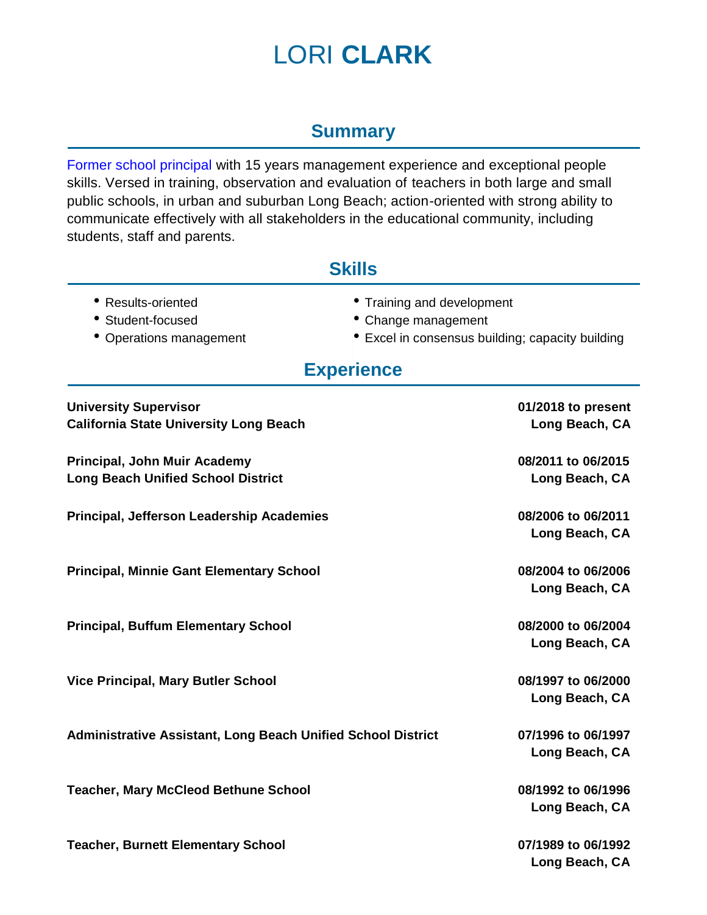# LORI **CLARK**

## Summary

Former school principal with 15 years management experience and exceptional people skills. Versed in training, observation and evaluation of teachers in both large and small public schools, in urban and suburban Long Beach; action-oriented with strong ability to communicate effectively with all stakeholders in the educational community, including students, staff and parents.

## Skills

- Results-oriented
- Student-focused
- Operations management
- Training and development
- Change management
- Excel in consensus building; capacity building

## Experience

**University Supervisor** — **01/2018 to present**
**California State University Long Beach** — **Long Beach, CA**

**Principal, John Muir Academy** — **08/2011 to 06/2015**
**Long Beach Unified School District** — **Long Beach, CA**

**Principal, Jefferson Leadership Academies** — **08/2006 to 06/2011**
**Long Beach, CA**

**Principal, Minnie Gant Elementary School** — **08/2004 to 06/2006**
**Long Beach, CA**

**Principal, Buffum Elementary School** — **08/2000 to 06/2004**
**Long Beach, CA**

**Vice Principal, Mary Butler School** — **08/1997 to 06/2000**
**Long Beach, CA**

**Administrative Assistant, Long Beach Unified School District** — **07/1996 to 06/1997**
**Long Beach, CA**

**Teacher, Mary McCleod Bethune School** — **08/1992 to 06/1996**
**Long Beach, CA**

**Teacher, Burnett Elementary School** — **07/1989 to 06/1992**
**Long Beach, CA**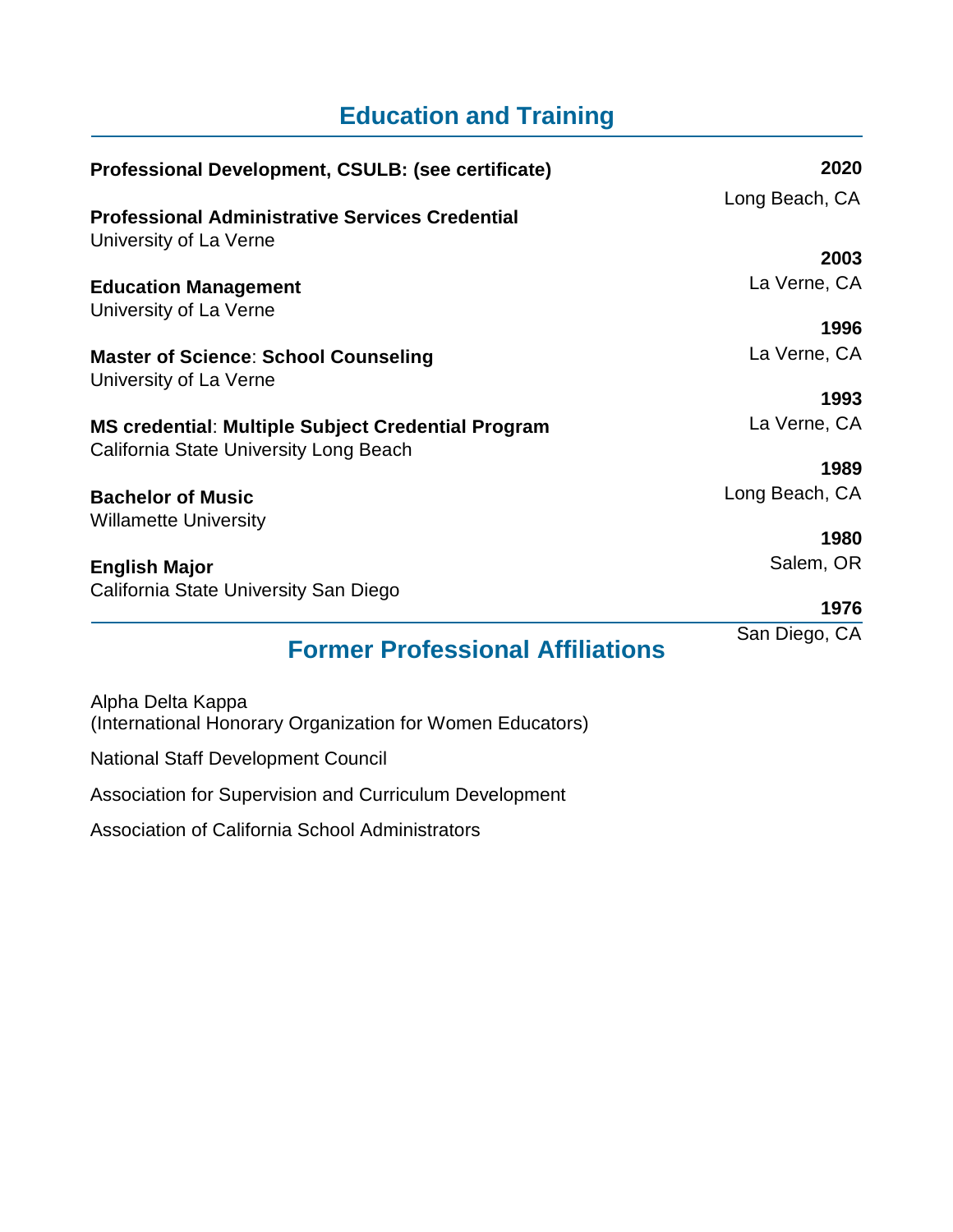## Education and Training

**Professional Development, CSULB: (see certificate)** — **2020**
Long Beach, CA

**Professional Administrative Services Credential** — **2003**
University of La Verne
La Verne, CA

**Education Management** — **1996**
University of La Verne
La Verne, CA

**Master of Science**: **School Counseling** — **1993**
University of La Verne
La Verne, CA

**MS credential**: **Multiple Subject Credential Program** — **1989**
California State University Long Beach
Long Beach, CA

**Bachelor of Music** — **1980**
Willamette University
Salem, OR

**English Major** — **1976**
California State University San Diego
San Diego, CA

## Former Professional Affiliations

Alpha Delta Kappa
(International Honorary Organization for Women Educators)

National Staff Development Council

Association for Supervision and Curriculum Development

Association of California School Administrators